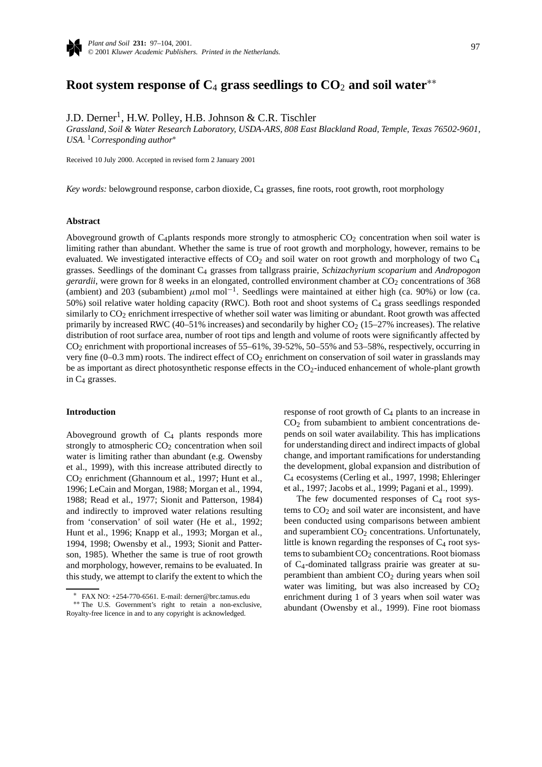# Root system response of $C_4$ grass seedlings to $CO_2$ and soil water**

J.D. Derner[1], H.W. Polley, H.B. Johnson & C.R. Tischler

*Grassland, Soil & Water Research Laboratory, USDA-ARS, 808 East Blackland Road, Temple, Texas 76502-9601, USA.* [1]*Corresponding author**

Received 10 July 2000. Accepted in revised form 2 January 2001

*Key words:* belowground response, carbon dioxide, $C_4$ grasses, fine roots, root growth, root morphology

## Abstract

Aboveground growth of $C_4$plants responds more strongly to atmospheric $CO_2$ concentration when soil water is limiting rather than abundant. Whether the same is true of root growth and morphology, however, remains to be evaluated. We investigated interactive effects of $CO_2$ and soil water on root growth and morphology of two $C_4$ grasses. Seedlings of the dominant $C_4$ grasses from tallgrass prairie, *Schizachyrium scoparium* and *Andropogon gerardii*, were grown for 8 weeks in an elongated, controlled environment chamber at $CO_2$ concentrations of 368 (ambient) and 203 (subambient) $\mu$mol mol$^{-1}$. Seedlings were maintained at either high (ca. 90%) or low (ca. 50%) soil relative water holding capacity (RWC). Both root and shoot systems of $C_4$ grass seedlings responded similarly to $CO_2$ enrichment irrespective of whether soil water was limiting or abundant. Root growth was affected primarily by increased RWC (40–51% increases) and secondarily by higher $CO_2$ (15–27% increases). The relative distribution of root surface area, number of root tips and length and volume of roots were significantly affected by $CO_2$ enrichment with proportional increases of 55–61%, 39-52%, 50–55% and 53–58%, respectively, occurring in very fine (0–0.3 mm) roots. The indirect effect of $CO_2$ enrichment on conservation of soil water in grasslands may be as important as direct photosynthetic response effects in the $CO_2$-induced enhancement of whole-plant growth in $C_4$ grasses.

## Introduction

Aboveground growth of $C_4$ plants responds more strongly to atmospheric $CO_2$ concentration when soil water is limiting rather than abundant (e.g. Owensby et al., 1999), with this increase attributed directly to $CO_2$ enrichment (Ghannoum et al., 1997; Hunt et al., 1996; LeCain and Morgan, 1988; Morgan et al., 1994, 1988; Read et al., 1977; Sionit and Patterson, 1984) and indirectly to improved water relations resulting from 'conservation' of soil water (He et al., 1992; Hunt et al., 1996; Knapp et al., 1993; Morgan et al., 1994, 1998; Owensby et al., 1993; Sionit and Patterson, 1985). Whether the same is true of root growth and morphology, however, remains to be evaluated. In this study, we attempt to clarify the extent to which the response of root growth of $C_4$ plants to an increase in $CO_2$ from subambient to ambient concentrations depends on soil water availability. This has implications for understanding direct and indirect impacts of global change, and important ramifications for understanding the development, global expansion and distribution of $C_4$ ecosystems (Cerling et al., 1997, 1998; Ehleringer et al., 1997; Jacobs et al., 1999; Pagani et al., 1999).

The few documented responses of $C_4$ root systems to $CO_2$ and soil water are inconsistent, and have been conducted using comparisons between ambient and superambient $CO_2$ concentrations. Unfortunately, little is known regarding the responses of $C_4$ root systems to subambient $CO_2$ concentrations. Root biomass of $C_4$-dominated tallgrass prairie was greater at superambient than ambient $CO_2$ during years when soil water was limiting, but was also increased by $CO_2$ enrichment during 1 of 3 years when soil water was abundant (Owensby et al., 1999). Fine root biomass

\* FAX NO: +254-770-6561. E-mail: derner@brc.tamus.edu

** The U.S. Government's right to retain a non-exclusive, Royalty-free licence in and to any copyright is acknowledged.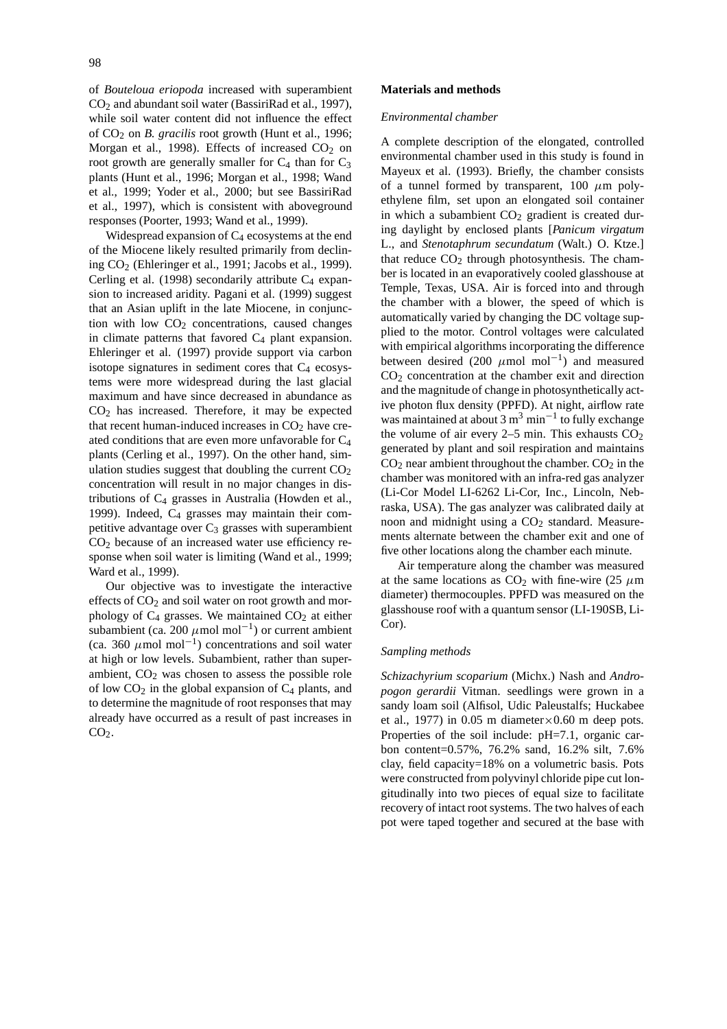of *Bouteloua eriopoda* increased with superambient $CO_2$ and abundant soil water (BassiriRad et al., 1997), while soil water content did not influence the effect of $CO_2$ on *B. gracilis* root growth (Hunt et al., 1996; Morgan et al., 1998). Effects of increased $CO_2$ on root growth are generally smaller for $C_4$ than for $C_3$ plants (Hunt et al., 1996; Morgan et al., 1998; Wand et al., 1999; Yoder et al., 2000; but see BassiriRad et al., 1997), which is consistent with aboveground responses (Poorter, 1993; Wand et al., 1999).

Widespread expansion of $C_4$ ecosystems at the end of the Miocene likely resulted primarily from declining $CO_2$ (Ehleringer et al., 1991; Jacobs et al., 1999). Cerling et al. (1998) secondarily attribute $C_4$ expansion to increased aridity. Pagani et al. (1999) suggest that an Asian uplift in the late Miocene, in conjunction with low $CO_2$ concentrations, caused changes in climate patterns that favored $C_4$ plant expansion. Ehleringer et al. (1997) provide support via carbon isotope signatures in sediment cores that $C_4$ ecosystems were more widespread during the last glacial maximum and have since decreased in abundance as $CO_2$ has increased. Therefore, it may be expected that recent human-induced increases in $CO_2$ have created conditions that are even more unfavorable for $C_4$ plants (Cerling et al., 1997). On the other hand, simulation studies suggest that doubling the current $CO_2$ concentration will result in no major changes in distributions of $C_4$ grasses in Australia (Howden et al., 1999). Indeed, $C_4$ grasses may maintain their competitive advantage over $C_3$ grasses with superambient $CO_2$ because of an increased water use efficiency response when soil water is limiting (Wand et al., 1999; Ward et al., 1999).

Our objective was to investigate the interactive effects of $CO_2$ and soil water on root growth and morphology of $C_4$ grasses. We maintained $CO_2$ at either subambient (ca. 200 $\mu$mol mol$^{-1}$) or current ambient (ca. 360 $\mu$mol mol$^{-1}$) concentrations and soil water at high or low levels. Subambient, rather than superambient, $CO_2$ was chosen to assess the possible role of low $CO_2$ in the global expansion of $C_4$ plants, and to determine the magnitude of root responses that may already have occurred as a result of past increases in $CO_2$.

## Materials and methods

### *Environmental chamber*

A complete description of the elongated, controlled environmental chamber used in this study is found in Mayeux et al. (1993). Briefly, the chamber consists of a tunnel formed by transparent, 100 $\mu$m polyethylene film, set upon an elongated soil container in which a subambient $CO_2$ gradient is created during daylight by enclosed plants [*Panicum virgatum* L., and *Stenotaphrum secundatum* (Walt.) O. Ktze.] that reduce $CO_2$ through photosynthesis. The chamber is located in an evaporatively cooled glasshouse at Temple, Texas, USA. Air is forced into and through the chamber with a blower, the speed of which is automatically varied by changing the DC voltage supplied to the motor. Control voltages were calculated with empirical algorithms incorporating the difference between desired (200 $\mu$mol mol$^{-1}$) and measured $CO_2$ concentration at the chamber exit and direction and the magnitude of change in photosynthetically active photon flux density (PPFD). At night, airflow rate was maintained at about 3 m$^3$ min$^{-1}$ to fully exchange the volume of air every 2–5 min. This exhausts $CO_2$ generated by plant and soil respiration and maintains $CO_2$ near ambient throughout the chamber. $CO_2$ in the chamber was monitored with an infra-red gas analyzer (Li-Cor Model LI-6262 Li-Cor, Inc., Lincoln, Nebraska, USA). The gas analyzer was calibrated daily at noon and midnight using a $CO_2$ standard. Measurements alternate between the chamber exit and one of five other locations along the chamber each minute.

Air temperature along the chamber was measured at the same locations as $CO_2$ with fine-wire (25 $\mu$m diameter) thermocouples. PPFD was measured on the glasshouse roof with a quantum sensor (LI-190SB, Li-Cor).

### *Sampling methods*

*Schizachyrium scoparium* (Michx.) Nash and *Andropogon gerardii* Vitman. seedlings were grown in a sandy loam soil (Alfisol, Udic Paleustalfs; Huckabee et al., 1977) in 0.05 m diameter$\times$0.60 m deep pots. Properties of the soil include: pH=7.1, organic carbon content=0.57%, 76.2% sand, 16.2% silt, 7.6% clay, field capacity=18% on a volumetric basis. Pots were constructed from polyvinyl chloride pipe cut longitudinally into two pieces of equal size to facilitate recovery of intact root systems. The two halves of each pot were taped together and secured at the base with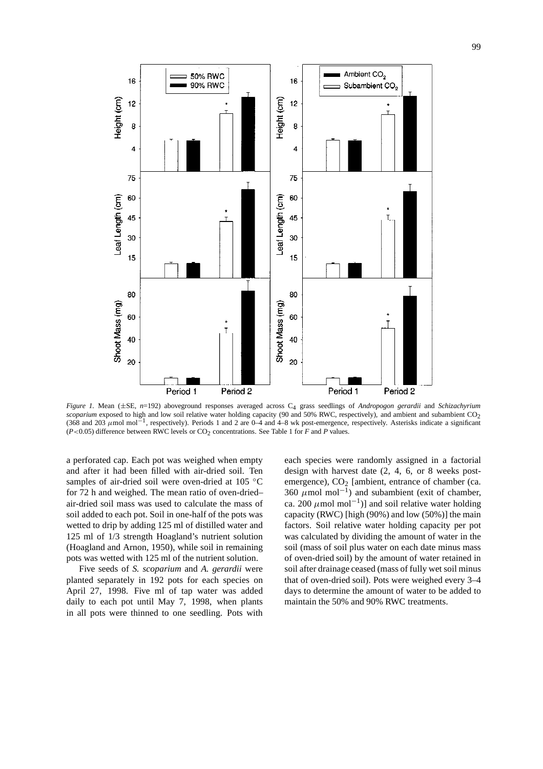*Figure 1.* Mean (±SE, *n*=192) aboveground responses averaged across $C_4$ grass seedlings of *Andropogon gerardii* and *Schizachyrium scoparium* exposed to high and low soil relative water holding capacity (90 and 50% RWC, respectively), and ambient and subambient $CO_2$ (368 and 203 $\mu$mol mol$^{-1}$, respectively). Periods 1 and 2 are 0–4 and 4–8 wk post-emergence, respectively. Asterisks indicate a significant ($P<0.05$) difference between RWC levels or $CO_2$ concentrations. See Table 1 for *F* and *P* values.

a perforated cap. Each pot was weighed when empty and after it had been filled with air-dried soil. Ten samples of air-dried soil were oven-dried at 105 °C for 72 h and weighed. The mean ratio of oven-dried–air-dried soil mass was used to calculate the mass of soil added to each pot. Soil in one-half of the pots was wetted to drip by adding 125 ml of distilled water and 125 ml of 1/3 strength Hoagland's nutrient solution (Hoagland and Arnon, 1950), while soil in remaining pots was wetted with 125 ml of the nutrient solution.

Five seeds of *S. scoparium* and *A. gerardii* were planted separately in 192 pots for each species on April 27, 1998. Five ml of tap water was added daily to each pot until May 7, 1998, when plants in all pots were thinned to one seedling. Pots with each species were randomly assigned in a factorial design with harvest date (2, 4, 6, or 8 weeks post-emergence), $CO_2$ [ambient, entrance of chamber (ca. 360 $\mu$mol mol$^{-1}$) and subambient (exit of chamber, ca. 200 $\mu$mol mol$^{-1}$)] and soil relative water holding capacity (RWC) [high (90%) and low (50%)] the main factors. Soil relative water holding capacity per pot was calculated by dividing the amount of water in the soil (mass of soil plus water on each date minus mass of oven-dried soil) by the amount of water retained in soil after drainage ceased (mass of fully wet soil minus that of oven-dried soil). Pots were weighed every 3–4 days to determine the amount of water to be added to maintain the 50% and 90% RWC treatments.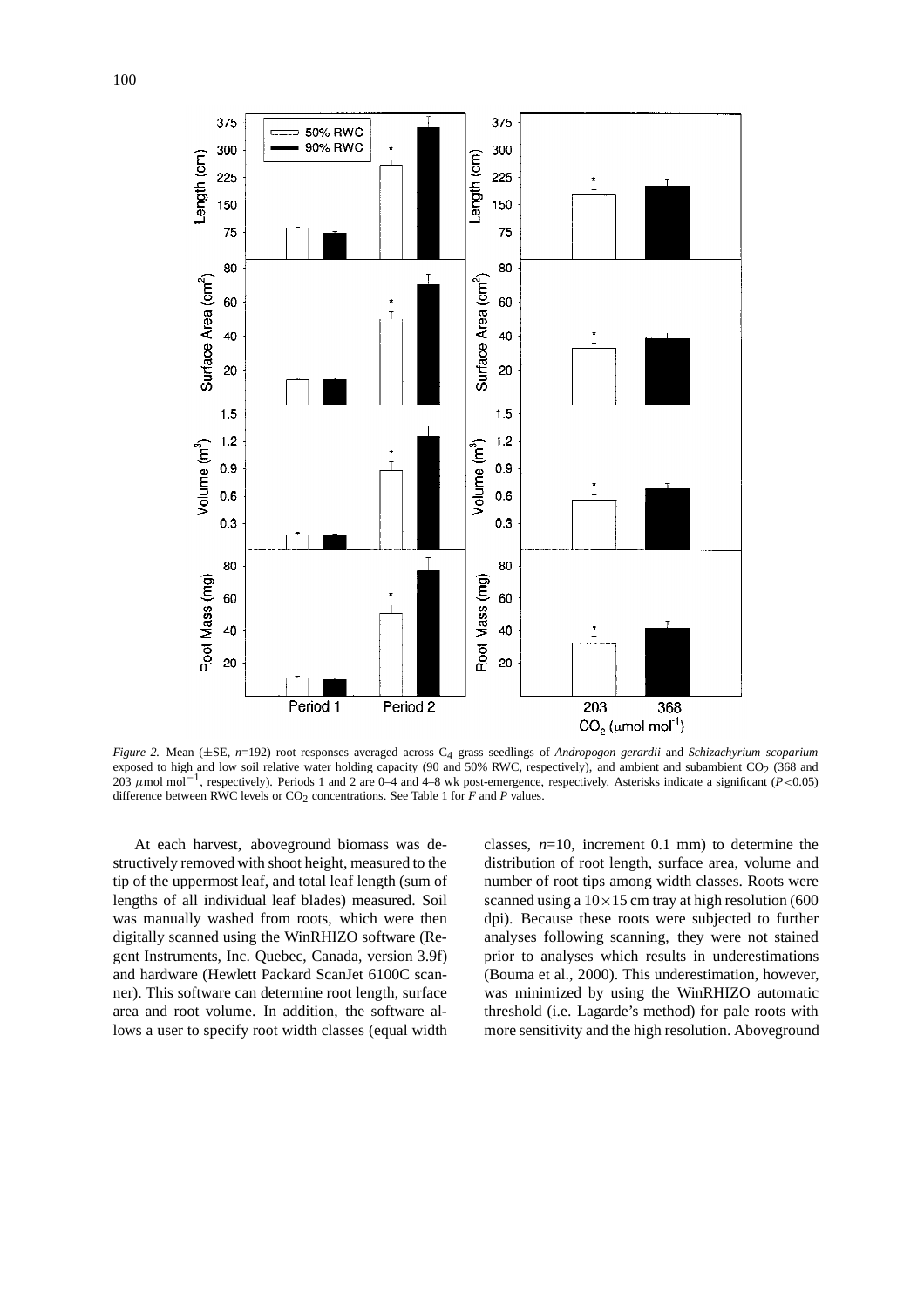*Figure 2.* Mean (±SE, $n$=192) root responses averaged across $C_4$ grass seedlings of *Andropogon gerardii* and *Schizachyrium scoparium* exposed to high and low soil relative water holding capacity (90 and 50% RWC, respectively), and ambient and subambient $CO_2$ (368 and 203 $\mu$mol mol$^{-1}$, respectively). Periods 1 and 2 are 0–4 and 4–8 wk post-emergence, respectively. Asterisks indicate a significant ($P$<0.05) difference between RWC levels or $CO_2$ concentrations. See Table 1 for $F$ and $P$ values.

At each harvest, aboveground biomass was destructively removed with shoot height, measured to the tip of the uppermost leaf, and total leaf length (sum of lengths of all individual leaf blades) measured. Soil was manually washed from roots, which were then digitally scanned using the WinRHIZO software (Regent Instruments, Inc. Quebec, Canada, version 3.9f) and hardware (Hewlett Packard ScanJet 6100C scanner). This software can determine root length, surface area and root volume. In addition, the software allows a user to specify root width classes (equal width classes, $n$=10, increment 0.1 mm) to determine the distribution of root length, surface area, volume and number of root tips among width classes. Roots were scanned using a 10×15 cm tray at high resolution (600 dpi). Because these roots were subjected to further analyses following scanning, they were not stained prior to analyses which results in underestimations (Bouma et al., 2000). This underestimation, however, was minimized by using the WinRHIZO automatic threshold (i.e. Lagarde's method) for pale roots with more sensitivity and the high resolution. Aboveground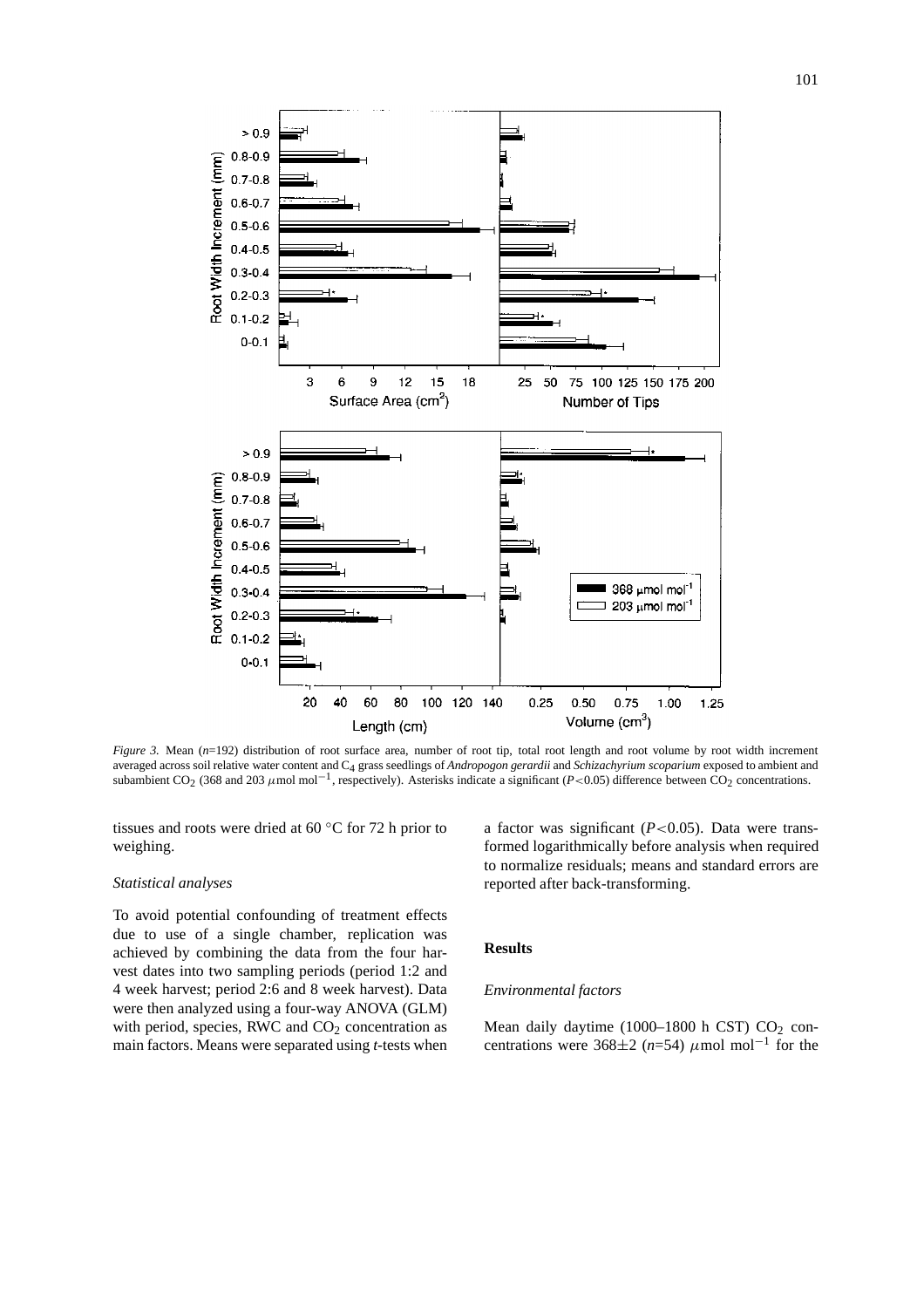*Figure 3.* Mean ($n$=192) distribution of root surface area, number of root tip, total root length and root volume by root width increment averaged across soil relative water content and $C_4$ grass seedlings of *Andropogon gerardii* and *Schizachyrium scoparium* exposed to ambient and subambient $CO_2$ (368 and 203 $\mu$mol mol$^{-1}$, respectively). Asterisks indicate a significant ($P$<0.05) difference between $CO_2$ concentrations.

tissues and roots were dried at 60 °C for 72 h prior to weighing.

*Statistical analyses*

To avoid potential confounding of treatment effects due to use of a single chamber, replication was achieved by combining the data from the four harvest dates into two sampling periods (period 1:2 and 4 week harvest; period 2:6 and 8 week harvest). Data were then analyzed using a four-way ANOVA (GLM) with period, species, RWC and $CO_2$ concentration as main factors. Means were separated using *t*-tests when a factor was significant ($P$<0.05). Data were transformed logarithmically before analysis when required to normalize residuals; means and standard errors are reported after back-transforming.

## Results

*Environmental factors*

Mean daily daytime (1000–1800 h CST) $CO_2$ concentrations were 368±2 ($n$=54) $\mu$mol mol$^{-1}$ for the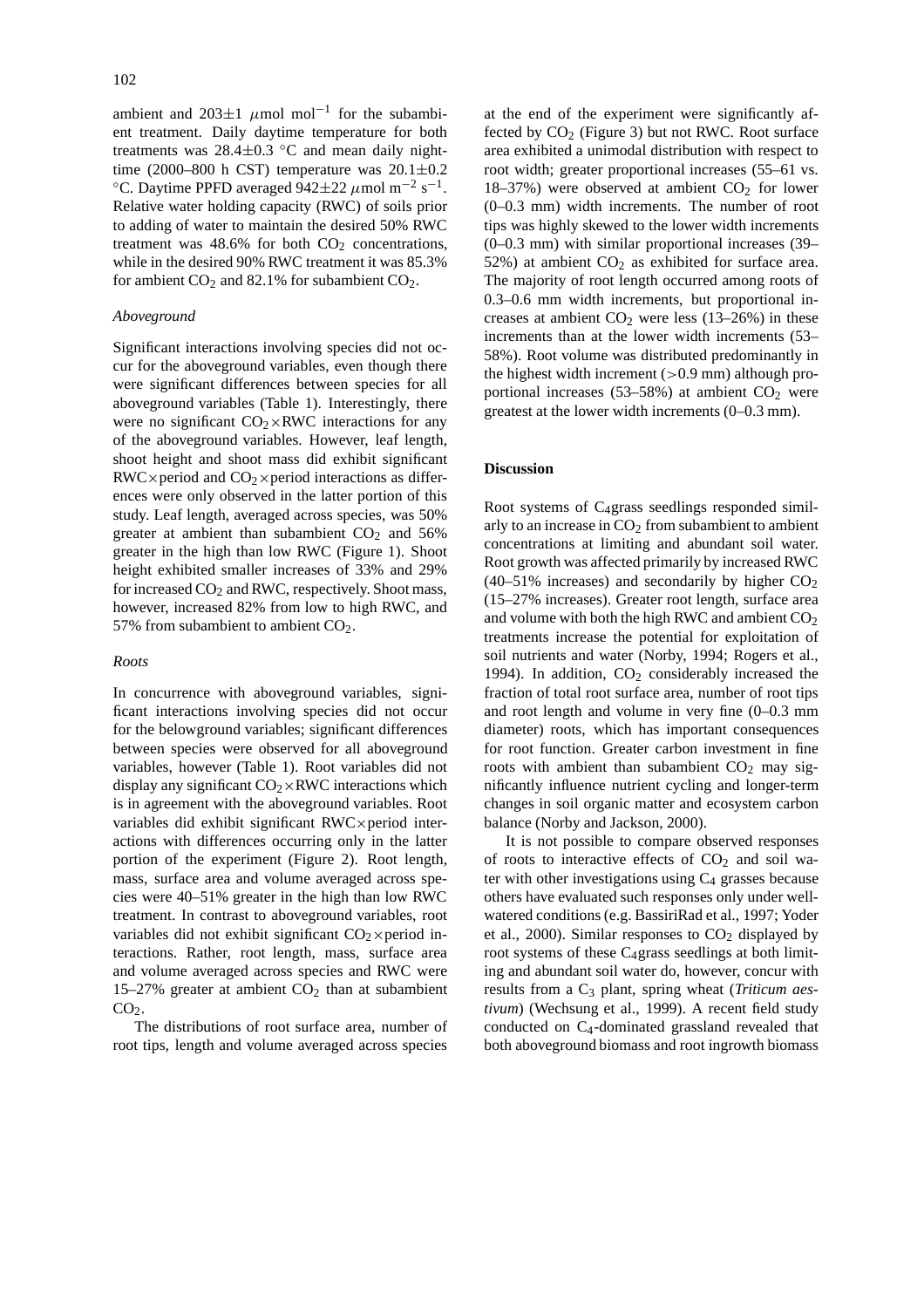ambient and 203±1 $\mu$mol mol$^{-1}$ for the subambient treatment. Daily daytime temperature for both treatments was 28.4±0.3 °C and mean daily nighttime (2000–800 h CST) temperature was 20.1±0.2 °C. Daytime PPFD averaged 942±22 $\mu$mol m$^{-2}$ s$^{-1}$. Relative water holding capacity (RWC) of soils prior to adding of water to maintain the desired 50% RWC treatment was 48.6% for both $CO_2$ concentrations, while in the desired 90% RWC treatment it was 85.3% for ambient $CO_2$ and 82.1% for subambient $CO_2$.

### *Aboveground*

Significant interactions involving species did not occur for the aboveground variables, even though there were significant differences between species for all aboveground variables (Table 1). Interestingly, there were no significant $CO_2$×RWC interactions for any of the aboveground variables. However, leaf length, shoot height and shoot mass did exhibit significant RWC×period and $CO_2$×period interactions as differences were only observed in the latter portion of this study. Leaf length, averaged across species, was 50% greater at ambient than subambient $CO_2$ and 56% greater in the high than low RWC (Figure 1). Shoot height exhibited smaller increases of 33% and 29% for increased $CO_2$ and RWC, respectively. Shoot mass, however, increased 82% from low to high RWC, and 57% from subambient to ambient $CO_2$.

### *Roots*

In concurrence with aboveground variables, significant interactions involving species did not occur for the belowground variables; significant differences between species were observed for all aboveground variables, however (Table 1). Root variables did not display any significant $CO_2$×RWC interactions which is in agreement with the aboveground variables. Root variables did exhibit significant RWC×period interactions with differences occurring only in the latter portion of the experiment (Figure 2). Root length, mass, surface area and volume averaged across species were 40–51% greater in the high than low RWC treatment. In contrast to aboveground variables, root variables did not exhibit significant $CO_2$×period interactions. Rather, root length, mass, surface area and volume averaged across species and RWC were 15–27% greater at ambient $CO_2$ than at subambient $CO_2$.

The distributions of root surface area, number of root tips, length and volume averaged across species at the end of the experiment were significantly affected by $CO_2$ (Figure 3) but not RWC. Root surface area exhibited a unimodal distribution with respect to root width; greater proportional increases (55–61 vs. 18–37%) were observed at ambient $CO_2$ for lower (0–0.3 mm) width increments. The number of root tips was highly skewed to the lower width increments (0–0.3 mm) with similar proportional increases (39–52%) at ambient $CO_2$ as exhibited for surface area. The majority of root length occurred among roots of 0.3–0.6 mm width increments, but proportional increases at ambient $CO_2$ were less (13–26%) in these increments than at the lower width increments (53–58%). Root volume was distributed predominantly in the highest width increment (>0.9 mm) although proportional increases (53–58%) at ambient $CO_2$ were greatest at the lower width increments (0–0.3 mm).

## Discussion

Root systems of $C_4$grass seedlings responded similarly to an increase in $CO_2$ from subambient to ambient concentrations at limiting and abundant soil water. Root growth was affected primarily by increased RWC (40–51% increases) and secondarily by higher $CO_2$ (15–27% increases). Greater root length, surface area and volume with both the high RWC and ambient $CO_2$ treatments increase the potential for exploitation of soil nutrients and water (Norby, 1994; Rogers et al., 1994). In addition, $CO_2$ considerably increased the fraction of total root surface area, number of root tips and root length and volume in very fine (0–0.3 mm diameter) roots, which has important consequences for root function. Greater carbon investment in fine roots with ambient than subambient $CO_2$ may significantly influence nutrient cycling and longer-term changes in soil organic matter and ecosystem carbon balance (Norby and Jackson, 2000).

It is not possible to compare observed responses of roots to interactive effects of $CO_2$ and soil water with other investigations using $C_4$ grasses because others have evaluated such responses only under well-watered conditions (e.g. BassiriRad et al., 1997; Yoder et al., 2000). Similar responses to $CO_2$ displayed by root systems of these $C_4$grass seedlings at both limiting and abundant soil water do, however, concur with results from a $C_3$ plant, spring wheat (*Triticum aestivum*) (Wechsung et al., 1999). A recent field study conducted on $C_4$-dominated grassland revealed that both aboveground biomass and root ingrowth biomass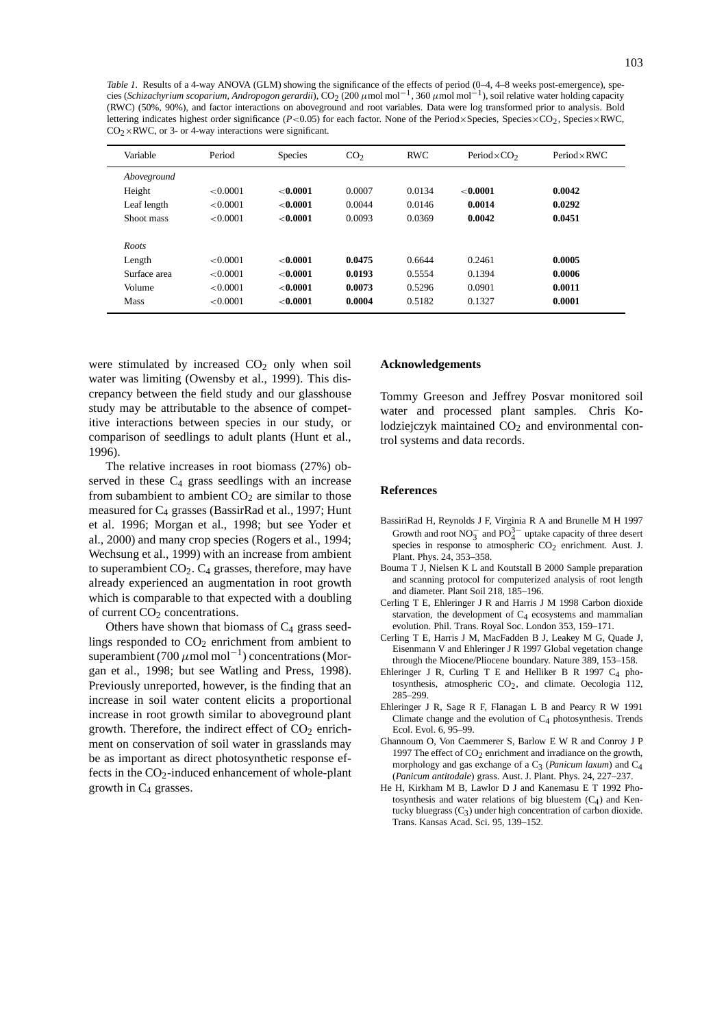*Table 1.* Results of a 4-way ANOVA (GLM) showing the significance of the effects of period (0–4, 4–8 weeks post-emergence), species (*Schizachyrium scoparium*, *Andropogon gerardii*), $CO_2$ (200 $\mu$mol mol$^{-1}$, 360 $\mu$mol mol$^{-1}$), soil relative water holding capacity (RWC) (50%, 90%), and factor interactions on aboveground and root variables. Data were log transformed prior to analysis. Bold lettering indicates highest order significance ($P$<0.05) for each factor. None of the Period×Species, Species×$CO_2$, Species×RWC, $CO_2$×RWC, or 3- or 4-way interactions were significant.

| Variable | Period | Species | $CO_2$ | RWC | Period×$CO_2$ | Period×RWC |
|---|---|---|---|---|---|---|
| *Aboveground* | | | | | | |
| Height | <0.0001 | **<0.0001** | 0.0007 | 0.0134 | **<0.0001** | **0.0042** |
| Leaf length | <0.0001 | **<0.0001** | 0.0044 | 0.0146 | **0.0014** | **0.0292** |
| Shoot mass | <0.0001 | **<0.0001** | 0.0093 | 0.0369 | **0.0042** | **0.0451** |
| *Roots* | | | | | | |
| Length | <0.0001 | **<0.0001** | **0.0475** | 0.6644 | 0.2461 | **0.0005** |
| Surface area | <0.0001 | **<0.0001** | **0.0193** | 0.5554 | 0.1394 | **0.0006** |
| Volume | <0.0001 | **<0.0001** | **0.0073** | 0.5296 | 0.0901 | **0.0011** |
| Mass | <0.0001 | **<0.0001** | **0.0004** | 0.5182 | 0.1327 | **0.0001** |

were stimulated by increased $CO_2$ only when soil water was limiting (Owensby et al., 1999). This discrepancy between the field study and our glasshouse study may be attributable to the absence of competitive interactions between species in our study, or comparison of seedlings to adult plants (Hunt et al., 1996).

The relative increases in root biomass (27%) observed in these $C_4$ grass seedlings with an increase from subambient to ambient $CO_2$ are similar to those measured for $C_4$ grasses (BassirRad et al., 1997; Hunt et al. 1996; Morgan et al., 1998; but see Yoder et al., 2000) and many crop species (Rogers et al., 1994; Wechsung et al., 1999) with an increase from ambient to superambient $CO_2$. $C_4$ grasses, therefore, may have already experienced an augmentation in root growth which is comparable to that expected with a doubling of current $CO_2$ concentrations.

Others have shown that biomass of $C_4$ grass seedlings responded to $CO_2$ enrichment from ambient to superambient (700 $\mu$mol mol$^{-1}$) concentrations (Morgan et al., 1998; but see Watling and Press, 1998). Previously unreported, however, is the finding that an increase in soil water content elicits a proportional increase in root growth similar to aboveground plant growth. Therefore, the indirect effect of $CO_2$ enrichment on conservation of soil water in grasslands may be as important as direct photosynthetic response effects in the $CO_2$-induced enhancement of whole-plant growth in $C_4$ grasses.

## Acknowledgements

Tommy Greeson and Jeffrey Posvar monitored soil water and processed plant samples. Chris Kolodziejczyk maintained $CO_2$ and environmental control systems and data records.

## References

BassiriRad H, Reynolds J F, Virginia R A and Brunelle M H 1997 Growth and root $NO_3^-$ and $PO_4^{3-}$ uptake capacity of three desert species in response to atmospheric $CO_2$ enrichment. Aust. J. Plant. Phys. 24, 353–358.

Bouma T J, Nielsen K L and Koutstall B 2000 Sample preparation and scanning protocol for computerized analysis of root length and diameter. Plant Soil 218, 185–196.

Cerling T E, Ehleringer J R and Harris J M 1998 Carbon dioxide starvation, the development of $C_4$ ecosystems and mammalian evolution. Phil. Trans. Royal Soc. London 353, 159–171.

Cerling T E, Harris J M, MacFadden B J, Leakey M G, Quade J, Eisenmann V and Ehleringer J R 1997 Global vegetation change through the Miocene/Pliocene boundary. Nature 389, 153–158.

Ehleringer J R, Curling T E and Helliker B R 1997 $C_4$ photosynthesis, atmospheric $CO_2$, and climate. Oecologia 112, 285–299.

Ehleringer J R, Sage R F, Flanagan L B and Pearcy R W 1991 Climate change and the evolution of $C_4$ photosynthesis. Trends Ecol. Evol. 6, 95–99.

Ghannoum O, Von Caemmerer S, Barlow E W R and Conroy J P 1997 The effect of $CO_2$ enrichment and irradiance on the growth, morphology and gas exchange of a $C_3$ (*Panicum laxum*) and $C_4$ (*Panicum antitodale*) grass. Aust. J. Plant. Phys. 24, 227–237.

He H, Kirkham M B, Lawlor D J and Kanemasu E T 1992 Photosynthesis and water relations of big bluestem ($C_4$) and Kentucky bluegrass ($C_3$) under high concentration of carbon dioxide. Trans. Kansas Acad. Sci. 95, 139–152.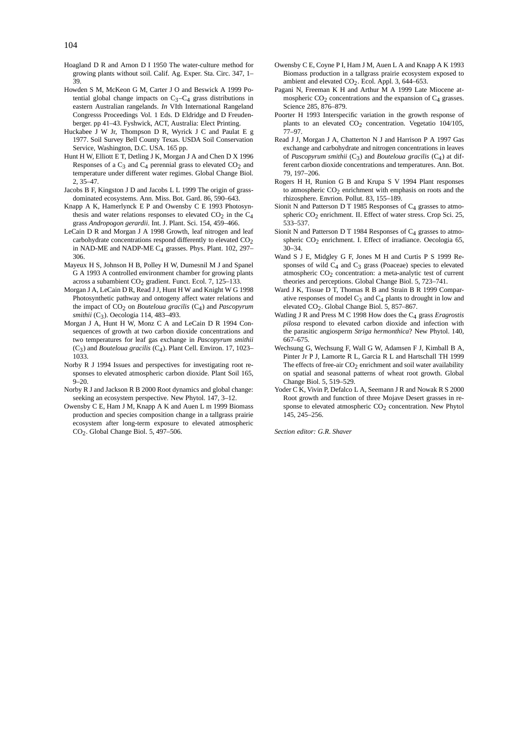Hoagland D R and Arnon D I 1950 The water-culture method for growing plants without soil. Calif. Ag. Exper. Sta. Circ. 347, 1–39.

Howden S M, McKeon G M, Carter J O and Beswick A 1999 Potential global change impacts on $C_3$–$C_4$ grass distributions in eastern Australian rangelands. *In* VIth International Rangeland Congresss Proceedings Vol. 1 Eds. D Eldridge and D Freudenberger. pp 41–43. Fyshwick, ACT, Australia: Elect Printing.

Huckabee J W Jr, Thompson D R, Wyrick J C and Paulat E g 1977. Soil Survey Bell County Texas. USDA Soil Conservation Service, Washington, D.C. USA. 165 pp.

Hunt H W, Elliott E T, Detling J K, Morgan J A and Chen D X 1996 Responses of a $C_3$ and $C_4$ perennial grass to elevated $CO_2$ and temperature under different water regimes. Global Change Biol. 2, 35–47.

Jacobs B F, Kingston J D and Jacobs L L 1999 The origin of grass-dominated ecosystems. Ann. Miss. Bot. Gard. 86, 590–643.

Knapp A K, Hamerlynck E P and Owensby C E 1993 Photosynthesis and water relations responses to elevated $CO_2$ in the $C_4$ grass *Andropogon gerardii*. Int. J. Plant. Sci. 154, 459–466.

LeCain D R and Morgan J A 1998 Growth, leaf nitrogen and leaf carbohydrate concentrations respond differently to elevated $CO_2$ in NAD-ME and NADP-ME $C_4$ grasses. Phys. Plant. 102, 297–306.

Mayeux H S, Johnson H B, Polley H W, Dumesnil M J and Spanel G A 1993 A controlled environment chamber for growing plants across a subambient $CO_2$ gradient. Funct. Ecol. 7, 125–133.

Morgan J A, LeCain D R, Read J J, Hunt H W and Knight W G 1998 Photosynthetic pathway and ontogeny affect water relations and the impact of $CO_2$ on *Bouteloua gracilis* ($C_4$) and *Pascopyrum smithii* ($C_3$). Oecologia 114, 483–493.

Morgan J A, Hunt H W, Monz C A and LeCain D R 1994 Consequences of growth at two carbon dioxide concentrations and two temperatures for leaf gas exchange in *Pascopyrum smithii* ($C_3$) and *Bouteloua gracilis* ($C_4$). Plant Cell. Environ. 17, 1023–1033.

Norby R J 1994 Issues and perspectives for investigating root responses to elevated atmospheric carbon dioxide. Plant Soil 165, 9–20.

Norby R J and Jackson R B 2000 Root dynamics and global change: seeking an ecosystem perspective. New Phytol. 147, 3–12.

Owensby C E, Ham J M, Knapp A K and Auen L m 1999 Biomass production and species composition change in a tallgrass prairie ecosystem after long-term exposure to elevated atmospheric $CO_2$. Global Change Biol. 5, 497–506.

Owensby C E, Coyne P I, Ham J M, Auen L A and Knapp A K 1993 Biomass production in a tallgrass prairie ecosystem exposed to ambient and elevated $CO_2$. Ecol. Appl. 3, 644–653.

Pagani N, Freeman K H and Arthur M A 1999 Late Miocene atmospheric $CO_2$ concentrations and the expansion of $C_4$ grasses. Science 285, 876–879.

Poorter H 1993 Interspecific variation in the growth response of plants to an elevated $CO_2$ concentration. Vegetatio 104/105, 77–97.

Read J J, Morgan J A, Chatterton N J and Harrison P A 1997 Gas exchange and carbohydrate and nitrogen concentrations in leaves of *Pascopyrum smithii* ($C_3$) and *Bouteloua gracilis* ($C_4$) at different carbon dioxide concentrations and temperatures. Ann. Bot. 79, 197–206.

Rogers H H, Runion G B and Krupa S V 1994 Plant responses to atmospheric $CO_2$ enrichment with emphasis on roots and the rhizosphere. Envrion. Pollut. 83, 155–189.

Sionit N and Patterson D T 1985 Responses of $C_4$ grasses to atmospheric $CO_2$ enrichment. II. Effect of water stress. Crop Sci. 25, 533–537.

Sionit N and Patterson D T 1984 Responses of $C_4$ grasses to atmospheric $CO_2$ enrichment. I. Effect of irradiance. Oecologia 65, 30–34.

Wand S J E, Midgley G F, Jones M H and Curtis P S 1999 Responses of wild $C_4$ and $C_3$ grass (Poaceae) species to elevated atmospheric $CO_2$ concentration: a meta-analytic test of current theories and perceptions. Global Change Biol. 5, 723–741.

Ward J K, Tissue D T, Thomas R B and Strain B R 1999 Comparative responses of model $C_3$ and $C_4$ plants to drought in low and elevated $CO_2$. Global Change Biol. 5, 857–867.

Watling J R and Press M C 1998 How does the $C_4$ grass *Eragrostis pilosa* respond to elevated carbon dioxide and infection with the parasitic angiosperm *Striga hermonthica*? New Phytol. 140, 667–675.

Wechsung G, Wechsung F, Wall G W, Adamsen F J, Kimball B A, Pinter Jr P J, Lamorte R L, Garcia R L and Hartschall TH 1999 The effects of free-air $CO_2$ enrichment and soil water availability on spatial and seasonal patterns of wheat root growth. Global Change Biol. 5, 519–529.

Yoder C K, Vivin P, Defalco L A, Seemann J R and Nowak R S 2000 Root growth and function of three Mojave Desert grasses in response to elevated atmospheric $CO_2$ concentration. New Phytol 145, 245–256.

*Section editor: G.R. Shaver*